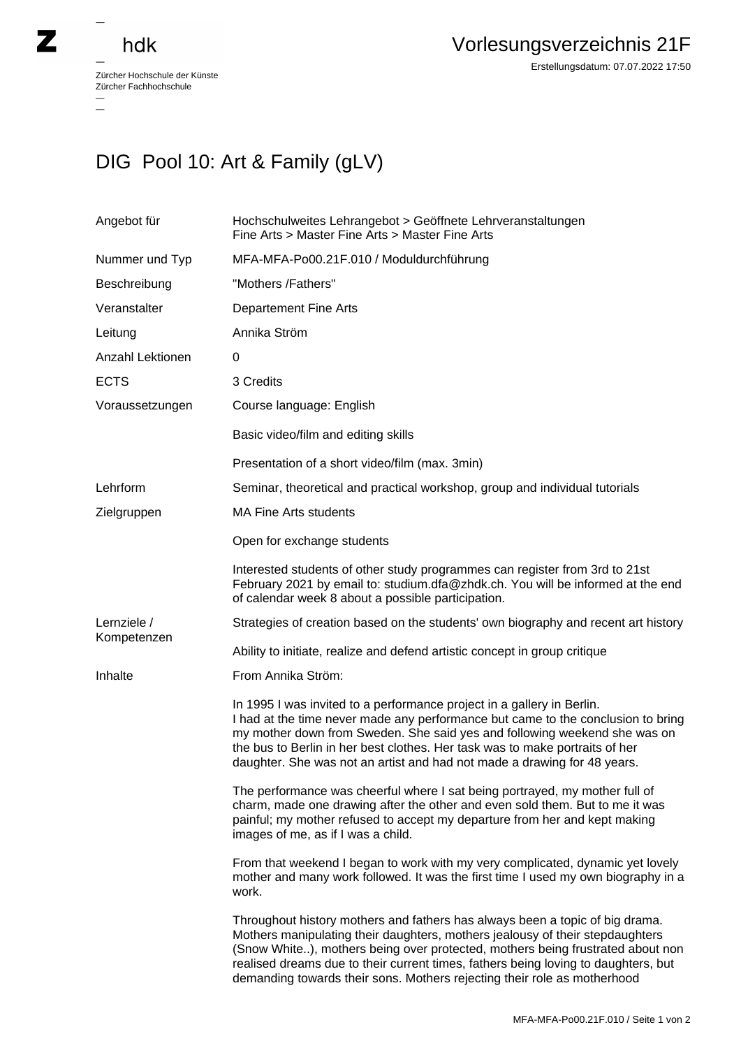Zürcher Hochschule der Künste
Zürcher Fachhochschule

# Vorlesungsverzeichnis 21F

Erstellungsdatum: 07.07.2022 17:50

## DIG Pool 10: Art & Family (gLV)

| | |
|---|---|
| Angebot für | Hochschulweites Lehrangebot > Geöffnete Lehrveranstaltungen<br>Fine Arts > Master Fine Arts > Master Fine Arts |
| Nummer und Typ | MFA-MFA-Po00.21F.010 / Moduldurchführung |
| Beschreibung | "Mothers /Fathers" |
| Veranstalter | Departement Fine Arts |
| Leitung | Annika Ström |
| Anzahl Lektionen | 0 |
| ECTS | 3 Credits |
| Voraussetzungen | Course language: English<br><br>Basic video/film and editing skills<br><br>Presentation of a short video/film (max. 3min) |
| Lehrform | Seminar, theoretical and practical workshop, group and individual tutorials |
| Zielgruppen | MA Fine Arts students<br><br>Open for exchange students<br><br>Interested students of other study programmes can register from 3rd to 21st February 2021 by email to: studium.dfa@zhdk.ch. You will be informed at the end of calendar week 8 about a possible participation. |
| Lernziele / Kompetenzen | Strategies of creation based on the students' own biography and recent art history<br><br>Ability to initiate, realize and defend artistic concept in group critique |

Inhalte

From Annika Ström:

In 1995 I was invited to a performance project in a gallery in Berlin.
I had at the time never made any performance but came to the conclusion to bring my mother down from Sweden. She said yes and following weekend she was on the bus to Berlin in her best clothes. Her task was to make portraits of her daughter. She was not an artist and had not made a drawing for 48 years.

The performance was cheerful where I sat being portrayed, my mother full of charm, made one drawing after the other and even sold them. But to me it was painful; my mother refused to accept my departure from her and kept making images of me, as if I was a child.

From that weekend I began to work with my very complicated, dynamic yet lovely mother and many work followed. It was the first time I used my own biography in a work.

Throughout history mothers and fathers has always been a topic of big drama. Mothers manipulating their daughters, mothers jealousy of their stepdaughters (Snow White..), mothers being over protected, mothers being frustrated about non realised dreams due to their current times, fathers being loving to daughters, but demanding towards their sons. Mothers rejecting their role as motherhood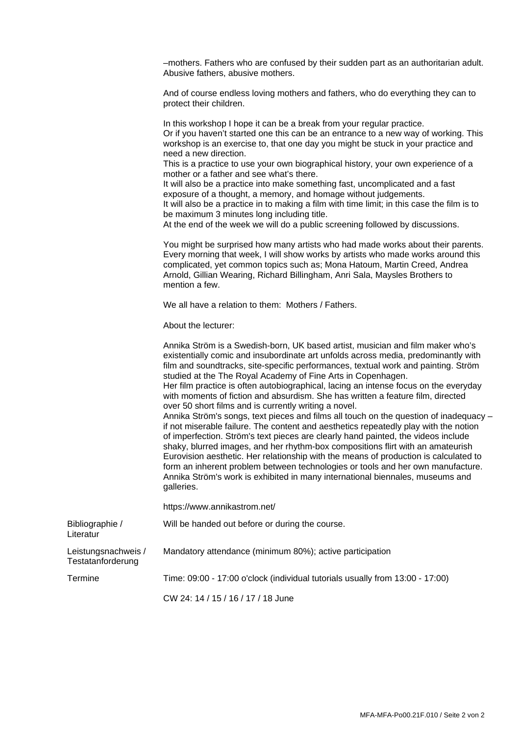–mothers. Fathers who are confused by their sudden part as an authoritarian adult. Abusive fathers, abusive mothers.

And of course endless loving mothers and fathers, who do everything they can to protect their children.

In this workshop I hope it can be a break from your regular practice.
Or if you haven't started one this can be an entrance to a new way of working. This workshop is an exercise to, that one day you might be stuck in your practice and need a new direction.
This is a practice to use your own biographical history, your own experience of a mother or a father and see what's there.
It will also be a practice into make something fast, uncomplicated and a fast exposure of a thought, a memory, and homage without judgements.
It will also be a practice in to making a film with time limit; in this case the film is to be maximum 3 minutes long including title.
At the end of the week we will do a public screening followed by discussions.

You might be surprised how many artists who had made works about their parents. Every morning that week, I will show works by artists who made works around this complicated, yet common topics such as; Mona Hatoum, Martin Creed, Andrea Arnold, Gillian Wearing, Richard Billingham, Anri Sala, Maysles Brothers to mention a few.

We all have a relation to them: Mothers / Fathers.

About the lecturer:

Annika Ström is a Swedish-born, UK based artist, musician and film maker who's existentially comic and insubordinate art unfolds across media, predominantly with film and soundtracks, site-specific performances, textual work and painting. Ström studied at the The Royal Academy of Fine Arts in Copenhagen.
Her film practice is often autobiographical, lacing an intense focus on the everyday with moments of fiction and absurdism. She has written a feature film, directed over 50 short films and is currently writing a novel.
Annika Ström's songs, text pieces and films all touch on the question of inadequacy – if not miserable failure. The content and aesthetics repeatedly play with the notion of imperfection. Ström's text pieces are clearly hand painted, the videos include shaky, blurred images, and her rhythm-box compositions flirt with an amateurish Eurovision aesthetic. Her relationship with the means of production is calculated to form an inherent problem between technologies or tools and her own manufacture. Annika Ström's work is exhibited in many international biennales, museums and galleries.

https://www.annikastrom.net/

| | |
|---|---|
| Bibliographie / Literatur | Will be handed out before or during the course. |
| Leistungsnachweis / Testatanforderung | Mandatory attendance (minimum 80%); active participation |
| Termine | Time: 09:00 - 17:00 o'clock (individual tutorials usually from 13:00 - 17:00)<br><br>CW 24: 14 / 15 / 16 / 17 / 18 June |